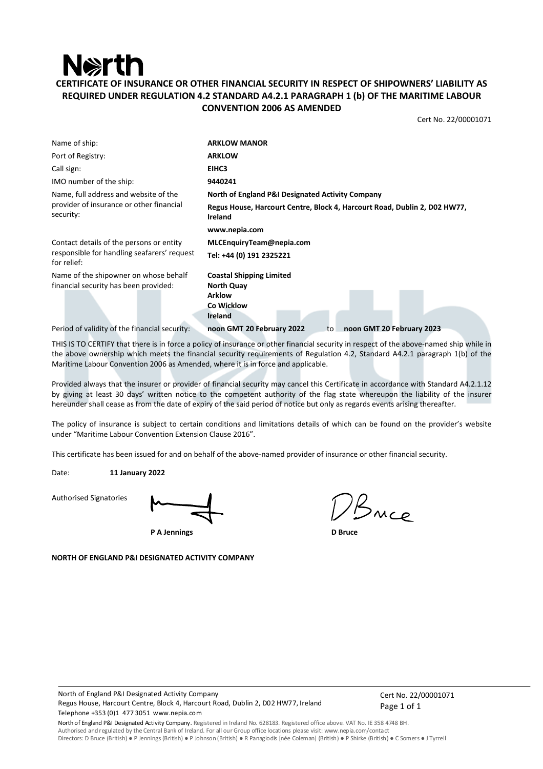# North

## CERTIFICATE OF INSURANCE OR OTHER FINANCIAL SECURITY IN RESPECT OF SHIPOWNERS' LIABILITY AS REQUIRED UNDER REGULATION 4.2 STANDARD A4.2.1 PARAGRAPH 1 (b) OF THE MARITIME LABOUR CONVENTION 2006 AS AMENDED

Cert No. 22/00001071

| | |
|---|---|
| Name of ship: | **ARKLOW MANOR** |
| Port of Registry: | **ARKLOW** |
| Call sign: | **EIHC3** |
| IMO number of the ship: | **9440241** |
| Name, full address and website of the provider of insurance or other financial security: | **North of England P&I Designated Activity Company**<br>**Regus House, Harcourt Centre, Block 4, Harcourt Road, Dublin 2, D02 HW77, Ireland**<br>**www.nepia.com** |
| Contact details of the persons or entity responsible for handling seafarers' request for relief: | **MLCEnquiryTeam@nepia.com**<br>**Tel: +44 (0) 191 2325221** |
| Name of the shipowner on whose behalf financial security has been provided: | **Coastal Shipping Limited**<br>**North Quay**<br>**Arklow**<br>**Co Wicklow**<br>**Ireland** |
| Period of validity of the financial security: | **noon GMT 20 February 2022** to **noon GMT 20 February 2023** |

THIS IS TO CERTIFY that there is in force a policy of insurance or other financial security in respect of the above-named ship while in the above ownership which meets the financial security requirements of Regulation 4.2, Standard A4.2.1 paragraph 1(b) of the Maritime Labour Convention 2006 as Amended, where it is in force and applicable.

Provided always that the insurer or provider of financial security may cancel this Certificate in accordance with Standard A4.2.1.12 by giving at least 30 days' written notice to the competent authority of the flag state whereupon the liability of the insurer hereunder shall cease as from the date of expiry of the said period of notice but only as regards events arising thereafter.

The policy of insurance is subject to certain conditions and limitations details of which can be found on the provider's website under "Maritime Labour Convention Extension Clause 2016".

This certificate has been issued for and on behalf of the above-named provider of insurance or other financial security.

Date: **11 January 2022**

Authorised Signatories

**P A Jennings** **D Bruce**

**NORTH OF ENGLAND P&I DESIGNATED ACTIVITY COMPANY**

North of England P&I Designated Activity Company
Regus House, Harcourt Centre, Block 4, Harcourt Road, Dublin 2, D02 HW77, Ireland
Telephone +353 (0)1 477 3051 www.nepia.com

Cert No. 22/00001071

North of England P&I Designated Activity Company. Registered in Ireland No. 628183. Registered office above. VAT No. IE 358 4748 BH.
Authorised and regulated by the Central Bank of Ireland. For all our Group office locations please visit: www.nepia.com/contact
Directors: D Bruce (British) ● P Jennings (British) ● P Johnson (British) ● R Panagiodis [née Coleman] (British) ● P Shirke (British) ● C Somers ● J Tyrrell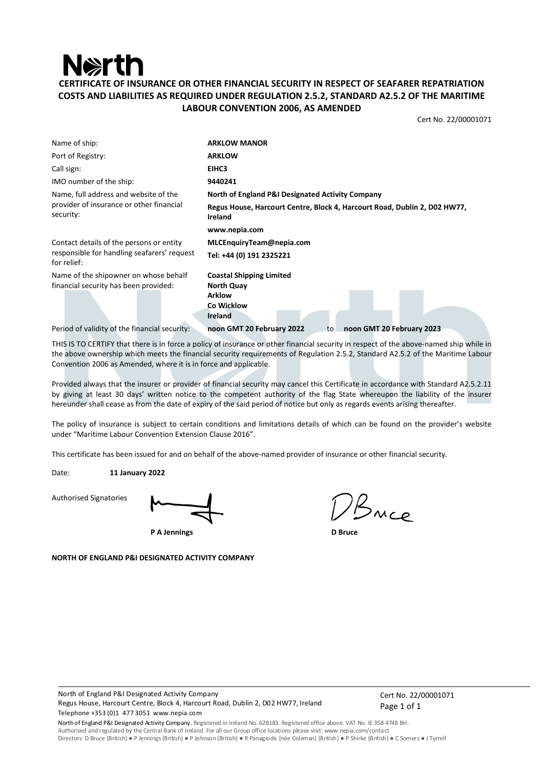# North

## CERTIFICATE OF INSURANCE OR OTHER FINANCIAL SECURITY IN RESPECT OF SEAFARER REPATRIATION COSTS AND LIABILITIES AS REQUIRED UNDER REGULATION 2.5.2, STANDARD A2.5.2 OF THE MARITIME LABOUR CONVENTION 2006, AS AMENDED

Cert No. 22/00001071

| | |
|---|---|
| Name of ship: | **ARKLOW MANOR** |
| Port of Registry: | **ARKLOW** |
| Call sign: | **EIHC3** |
| IMO number of the ship: | **9440241** |
| Name, full address and website of the provider of insurance or other financial security: | **North of England P&I Designated Activity Company**<br>**Regus House, Harcourt Centre, Block 4, Harcourt Road, Dublin 2, D02 HW77, Ireland**<br>**www.nepia.com** |
| Contact details of the persons or entity responsible for handling seafarers' request for relief: | **MLCEnquiryTeam@nepia.com**<br>**Tel: +44 (0) 191 2325221** |
| Name of the shipowner on whose behalf financial security has been provided: | **Coastal Shipping Limited**<br>**North Quay**<br>**Arklow**<br>**Co Wicklow**<br>**Ireland** |
| Period of validity of the financial security: | **noon GMT 20 February 2022** to **noon GMT 20 February 2023** |

THIS IS TO CERTIFY that there is in force a policy of insurance or other financial security in respect of the above-named ship while in the above ownership which meets the financial security requirements of Regulation 2.5.2, Standard A2.5.2 of the Maritime Labour Convention 2006 as Amended, where it is in force and applicable.

Provided always that the insurer or provider of financial security may cancel this Certificate in accordance with Standard A2.5.2.11 by giving at least 30 days' written notice to the competent authority of the flag State whereupon the liability of the insurer hereunder shall cease as from the date of expiry of the said period of notice but only as regards events arising thereafter.

The policy of insurance is subject to certain conditions and limitations details of which can be found on the provider's website under "Maritime Labour Convention Extension Clause 2016".

This certificate has been issued for and on behalf of the above-named provider of insurance or other financial security.

Date: **11 January 2022**

Authorised Signatories

**P A Jennings** **D Bruce**

**NORTH OF ENGLAND P&I DESIGNATED ACTIVITY COMPANY**

North of England P&I Designated Activity Company
Regus House, Harcourt Centre, Block 4, Harcourt Road, Dublin 2, D02 HW77, Ireland
Telephone +353 (0)1 477 3051 www.nepia.com

Cert No. 22/00001071

North of England P&I Designated Activity Company. Registered in Ireland No. 628183. Registered office above. VAT No. IE 358 4748 BH.
Authorised and regulated by the Central Bank of Ireland. For all our Group office locations please visit: www.nepia.com/contact
Directors: D Bruce (British) ● P Jennings (British) ● P Johnson (British) ● R Panagiodis [née Coleman] (British) ● P Shirke (British) ● C Somers ● J Tyrrell